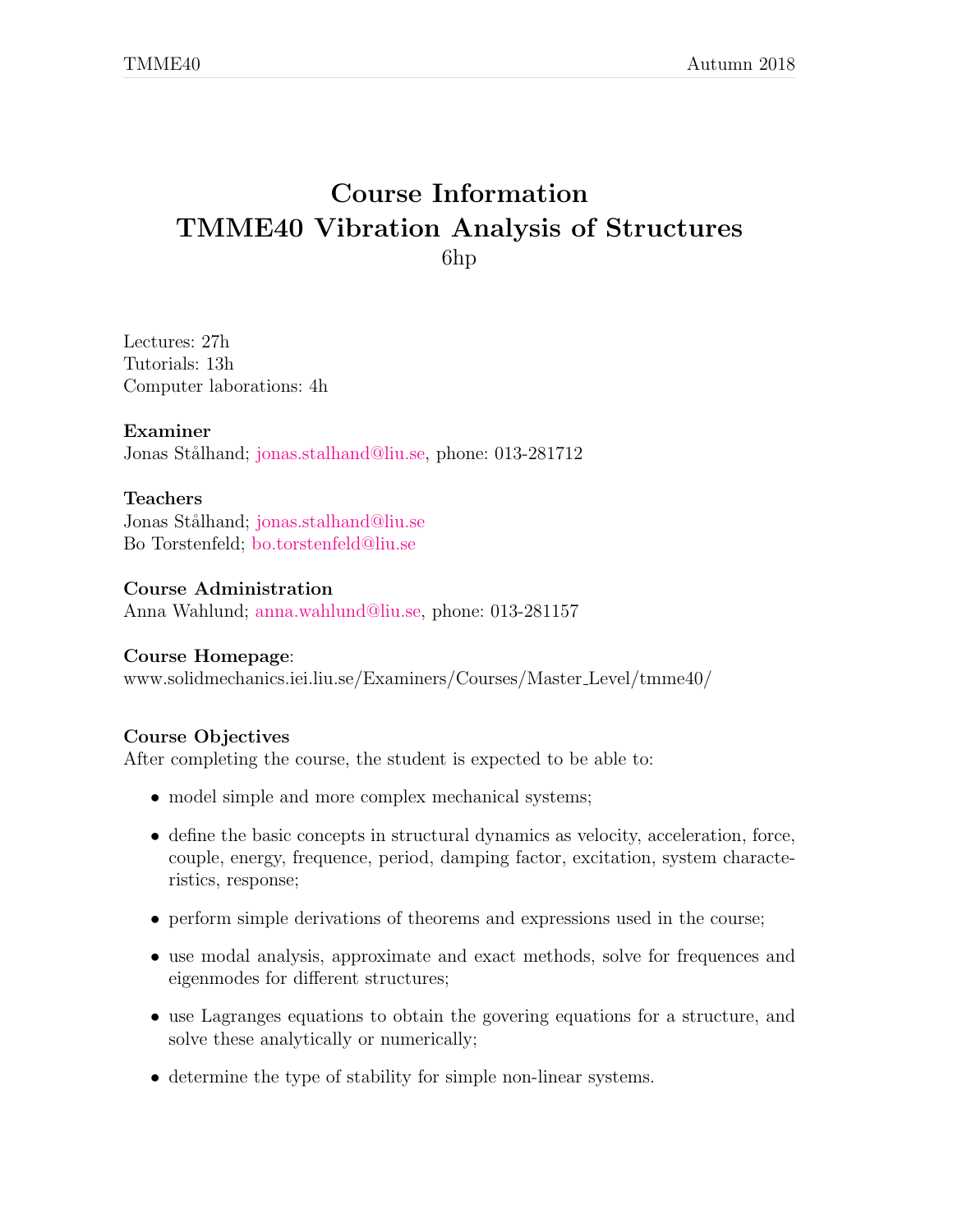# Course Information
# TMME40 Vibration Analysis of Structures

6hp

Lectures: 27h
Tutorials: 13h
Computer laborations: 4h

**Examiner**
Jonas Stålhand; jonas.stalhand@liu.se, phone: 013-281712

**Teachers**
Jonas Stålhand; jonas.stalhand@liu.se
Bo Torstenfeld; bo.torstenfeld@liu.se

**Course Administration**
Anna Wahlund; anna.wahlund@liu.se, phone: 013-281157

**Course Homepage**:
www.solidmechanics.iei.liu.se/Examiners/Courses/Master_Level/tmme40/

**Course Objectives**
After completing the course, the student is expected to be able to:

- model simple and more complex mechanical systems;
- define the basic concepts in structural dynamics as velocity, acceleration, force, couple, energy, frequence, period, damping factor, excitation, system characteristics, response;
- perform simple derivations of theorems and expressions used in the course;
- use modal analysis, approximate and exact methods, solve for frequences and eigenmodes for different structures;
- use Lagranges equations to obtain the govering equations for a structure, and solve these analytically or numerically;
- determine the type of stability for simple non-linear systems.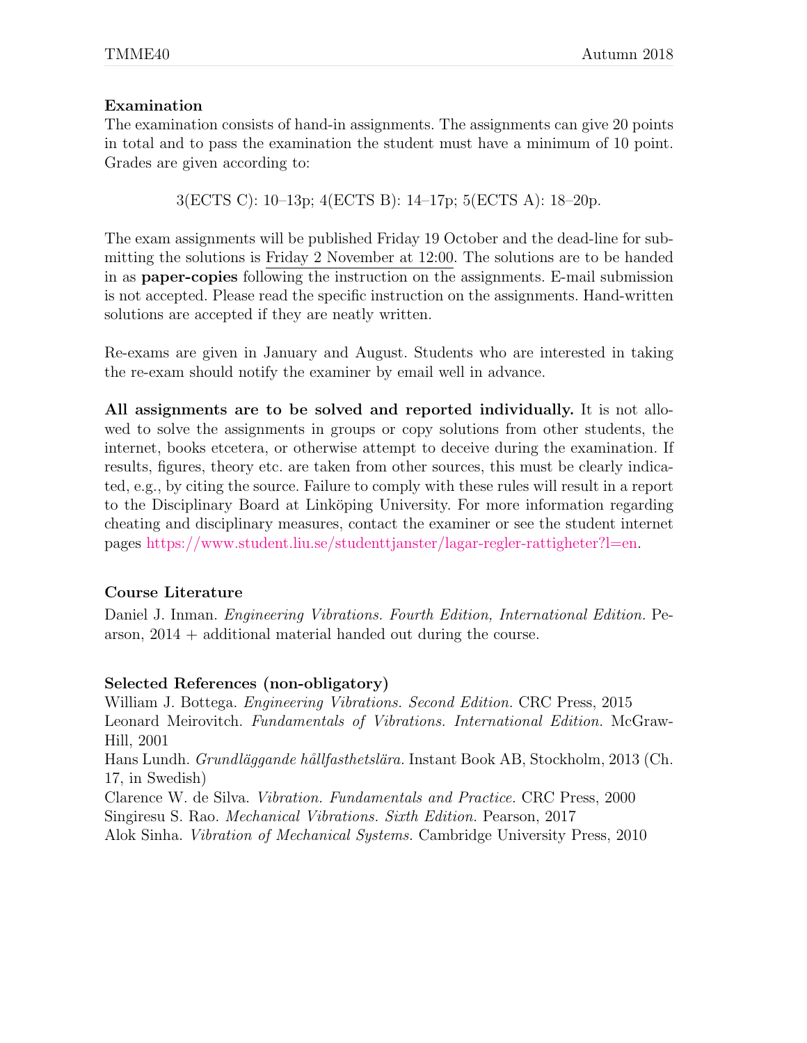### Examination

The examination consists of hand-in assignments. The assignments can give 20 points in total and to pass the examination the student must have a minimum of 10 point. Grades are given according to:

3(ECTS C): 10–13p; 4(ECTS B): 14–17p; 5(ECTS A): 18–20p.

The exam assignments will be published Friday 19 October and the dead-line for submitting the solutions is Friday 2 November at 12:00. The solutions are to be handed in as **paper-copies** following the instruction on the assignments. E-mail submission is not accepted. Please read the specific instruction on the assignments. Hand-written solutions are accepted if they are neatly written.

Re-exams are given in January and August. Students who are interested in taking the re-exam should notify the examiner by email well in advance.

**All assignments are to be solved and reported individually.** It is not allowed to solve the assignments in groups or copy solutions from other students, the internet, books etcetera, or otherwise attempt to deceive during the examination. If results, figures, theory etc. are taken from other sources, this must be clearly indicated, e.g., by citing the source. Failure to comply with these rules will result in a report to the Disciplinary Board at Linköping University. For more information regarding cheating and disciplinary measures, contact the examiner or see the student internet pages https://www.student.liu.se/studenttjanster/lagar-regler-rattigheter?l=en.

### Course Literature

Daniel J. Inman. *Engineering Vibrations. Fourth Edition, International Edition.* Pearson, 2014 + additional material handed out during the course.

### Selected References (non-obligatory)

William J. Bottega. *Engineering Vibrations. Second Edition.* CRC Press, 2015
Leonard Meirovitch. *Fundamentals of Vibrations. International Edition.* McGraw-Hill, 2001
Hans Lundh. *Grundläggande hållfasthetslära.* Instant Book AB, Stockholm, 2013 (Ch. 17, in Swedish)
Clarence W. de Silva. *Vibration. Fundamentals and Practice.* CRC Press, 2000
Singiresu S. Rao. *Mechanical Vibrations. Sixth Edition.* Pearson, 2017
Alok Sinha. *Vibration of Mechanical Systems.* Cambridge University Press, 2010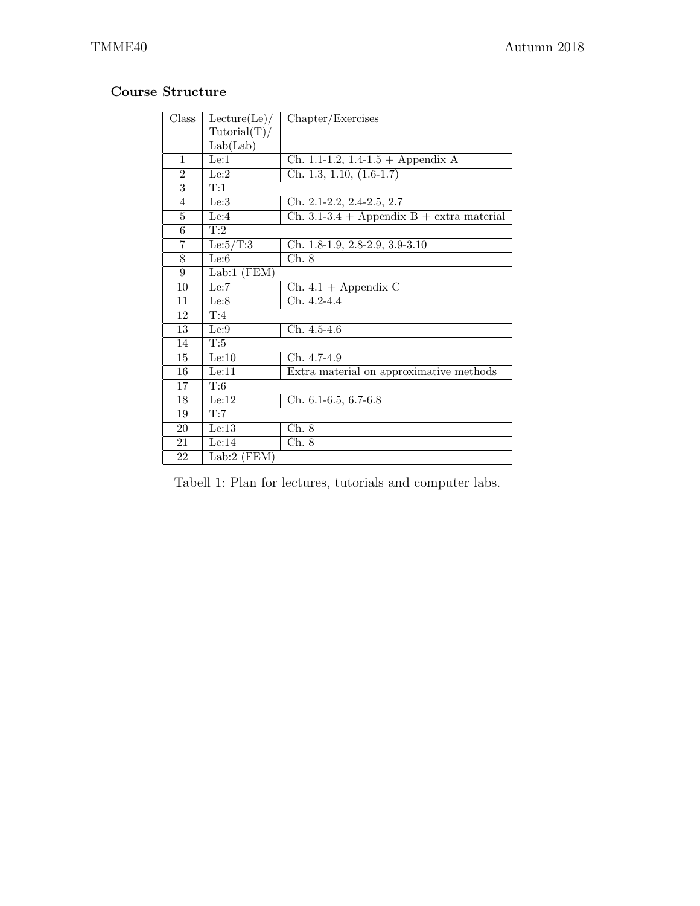### Course Structure

| Class | Lecture(Le)/ Tutorial(T)/ Lab(Lab) | Chapter/Exercises |
|---|---|---|
| 1 | Le:1 | Ch. 1.1-1.2, 1.4-1.5 + Appendix A |
| 2 | Le:2 | Ch. 1.3, 1.10, (1.6-1.7) |
| 3 | T:1 | |
| 4 | Le:3 | Ch. 2.1-2.2, 2.4-2.5, 2.7 |
| 5 | Le:4 | Ch. 3.1-3.4 + Appendix B + extra material |
| 6 | T:2 | |
| 7 | Le:5/T:3 | Ch. 1.8-1.9, 2.8-2.9, 3.9-3.10 |
| 8 | Le:6 | Ch. 8 |
| 9 | Lab:1 (FEM) | |
| 10 | Le:7 | Ch. 4.1 + Appendix C |
| 11 | Le:8 | Ch. 4.2-4.4 |
| 12 | T:4 | |
| 13 | Le:9 | Ch. 4.5-4.6 |
| 14 | T:5 | |
| 15 | Le:10 | Ch. 4.7-4.9 |
| 16 | Le:11 | Extra material on approximative methods |
| 17 | T:6 | |
| 18 | Le:12 | Ch. 6.1-6.5, 6.7-6.8 |
| 19 | T:7 | |
| 20 | Le:13 | Ch. 8 |
| 21 | Le:14 | Ch. 8 |
| 22 | Lab:2 (FEM) | |

Tabell 1: Plan for lectures, tutorials and computer labs.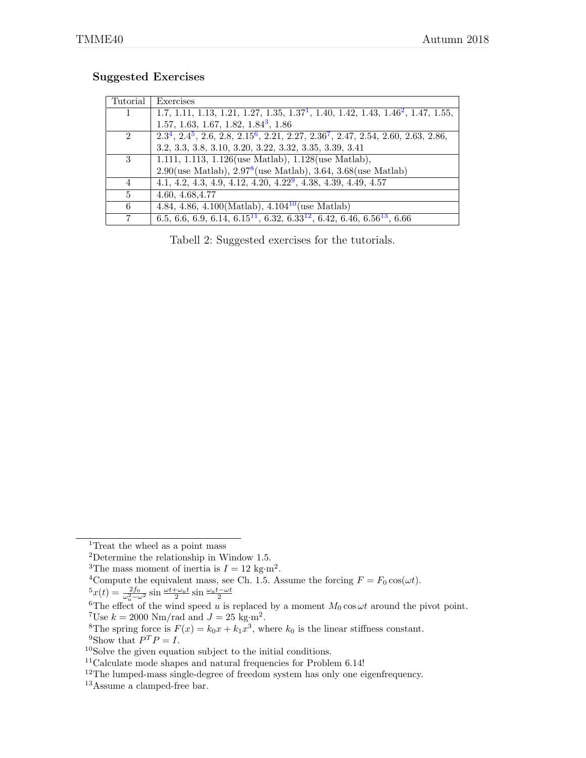### Suggested Exercises

| Tutorial | Exercises |
|---|---|
| 1 | 1.7, 1.11, 1.13, 1.21, 1.27, 1.35, 1.37[1], 1.40, 1.42, 1.43, 1.46[2], 1.47, 1.55, 1.57, 1.63, 1.67, 1.82, 1.84[3], 1.86 |
| 2 | 2.3[4], 2.4[5], 2.6, 2.8, 2.15[6], 2.21, 2.27, 2.36[7], 2.47, 2.54, 2.60, 2.63, 2.86, 3.2, 3.3, 3.8, 3.10, 3.20, 3.22, 3.32, 3.35, 3.39, 3.41 |
| 3 | 1.111, 1.113, 1.126(use Matlab), 1.128(use Matlab), 2.90(use Matlab), 2.97[8](use Matlab), 3.64, 3.68(use Matlab) |
| 4 | 4.1, 4.2, 4.3, 4.9, 4.12, 4.20, 4.22[9], 4.38, 4.39, 4.49, 4.57 |
| 5 | 4.60, 4.68,4.77 |
| 6 | 4.84, 4.86, 4.100(Matlab), 4.104[10](use Matlab) |
| 7 | 6.5, 6.6, 6.9, 6.14, 6.15[11], 6.32, 6.33[12], 6.42, 6.46, 6.56[13], 6.66 |

Tabell 2: Suggested exercises for the tutorials.

---

[1] Treat the wheel as a point mass

[2] Determine the relationship in Window 1.5.

[3] The mass moment of inertia is $I = 12$ kg·m$^2$.

[4] Compute the equivalent mass, see Ch. 1.5. Assume the forcing $F = F_0 \cos(\omega t)$.

[5] $x(t) = \frac{2f_0}{\omega_n^2 - \omega^2} \sin \frac{\omega t + \omega_n t}{2} \sin \frac{\omega_n t - \omega t}{2}$

[6] The effect of the wind speed $u$ is replaced by a moment $M_0 \cos \omega t$ around the pivot point.

[7] Use $k = 2000$ Nm/rad and $J = 25$ kg·m$^2$.

[8] The spring force is $F(x) = k_0 x + k_1 x^3$, where $k_0$ is the linear stiffness constant.

[9] Show that $P^T P = I$.

[10] Solve the given equation subject to the initial conditions.

[11] Calculate mode shapes and natural frequencies for Problem 6.14!

[12] The lumped-mass single-degree of freedom system has only one eigenfrequency.

[13] Assume a clamped-free bar.